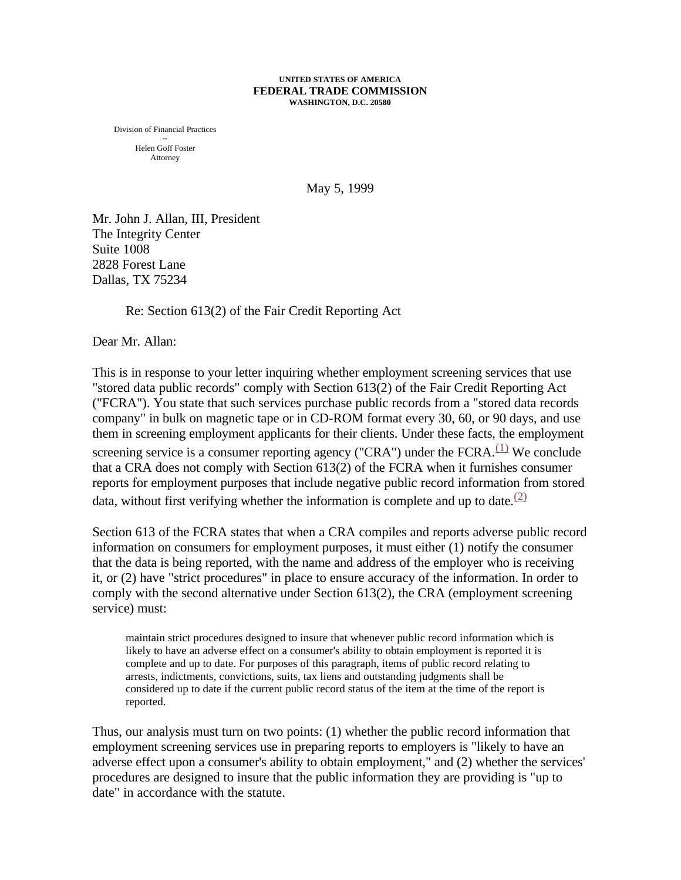**UNITED STATES OF AMERICA**
**FEDERAL TRADE COMMISSION**
**WASHINGTON, D.C. 20580**

Division of Financial Practices
~
Helen Goff Foster
Attorney

May 5, 1999

Mr. John J. Allan, III, President
The Integrity Center
Suite 1008
2828 Forest Lane
Dallas, TX 75234

Re: Section 613(2) of the Fair Credit Reporting Act

Dear Mr. Allan:

This is in response to your letter inquiring whether employment screening services that use "stored data public records" comply with Section 613(2) of the Fair Credit Reporting Act ("FCRA"). You state that such services purchase public records from a "stored data records company" in bulk on magnetic tape or in CD-ROM format every 30, 60, or 90 days, and use them in screening employment applicants for their clients. Under these facts, the employment screening service is a consumer reporting agency ("CRA") under the FCRA.[(1)] We conclude that a CRA does not comply with Section 613(2) of the FCRA when it furnishes consumer reports for employment purposes that include negative public record information from stored data, without first verifying whether the information is complete and up to date.[(2)]

Section 613 of the FCRA states that when a CRA compiles and reports adverse public record information on consumers for employment purposes, it must either (1) notify the consumer that the data is being reported, with the name and address of the employer who is receiving it, or (2) have "strict procedures" in place to ensure accuracy of the information. In order to comply with the second alternative under Section 613(2), the CRA (employment screening service) must:

> maintain strict procedures designed to insure that whenever public record information which is likely to have an adverse effect on a consumer's ability to obtain employment is reported it is complete and up to date. For purposes of this paragraph, items of public record relating to arrests, indictments, convictions, suits, tax liens and outstanding judgments shall be considered up to date if the current public record status of the item at the time of the report is reported.

Thus, our analysis must turn on two points: (1) whether the public record information that employment screening services use in preparing reports to employers is "likely to have an adverse effect upon a consumer's ability to obtain employment," and (2) whether the services' procedures are designed to insure that the public information they are providing is "up to date" in accordance with the statute.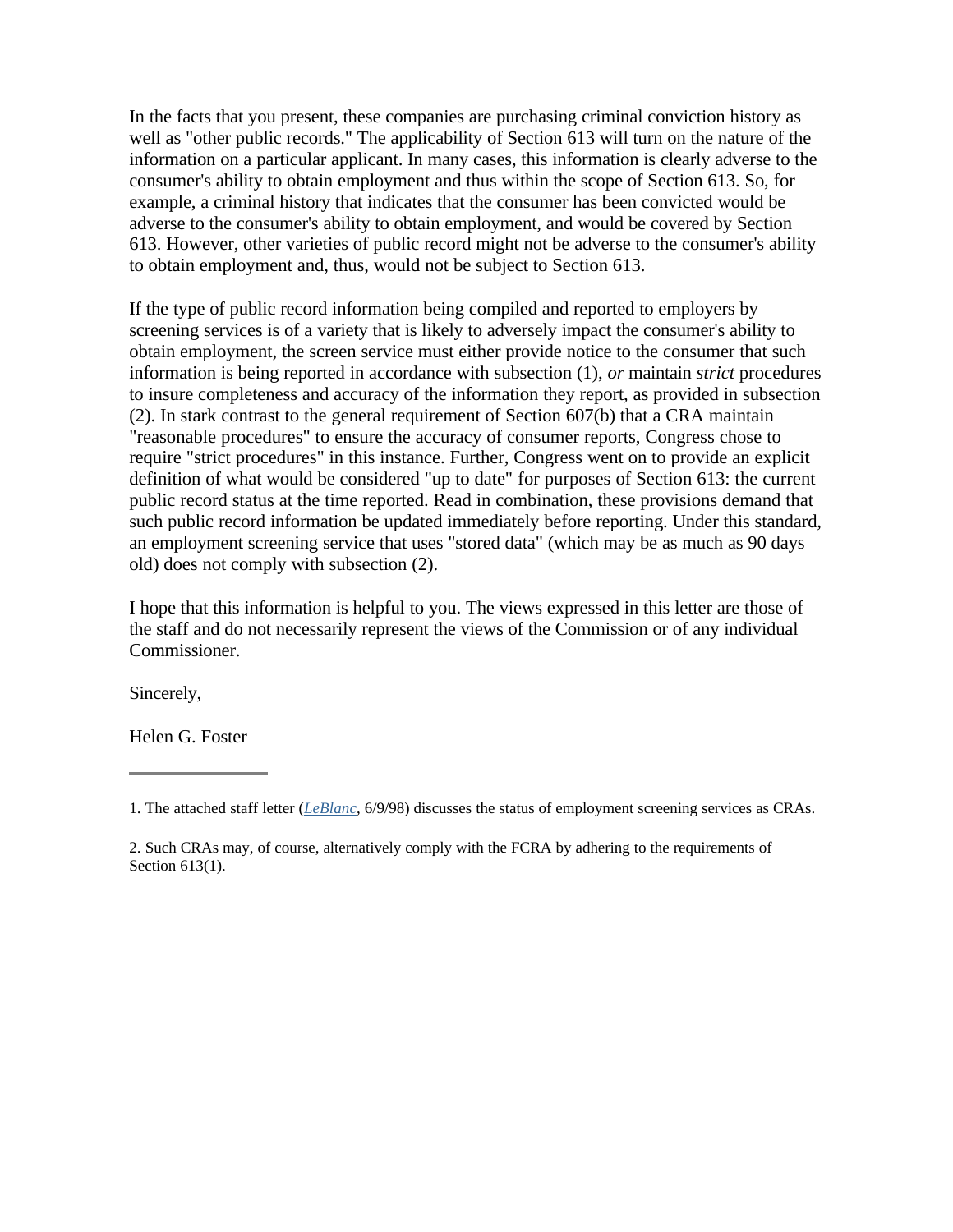In the facts that you present, these companies are purchasing criminal conviction history as well as "other public records." The applicability of Section 613 will turn on the nature of the information on a particular applicant. In many cases, this information is clearly adverse to the consumer's ability to obtain employment and thus within the scope of Section 613. So, for example, a criminal history that indicates that the consumer has been convicted would be adverse to the consumer's ability to obtain employment, and would be covered by Section 613. However, other varieties of public record might not be adverse to the consumer's ability to obtain employment and, thus, would not be subject to Section 613.

If the type of public record information being compiled and reported to employers by screening services is of a variety that is likely to adversely impact the consumer's ability to obtain employment, the screen service must either provide notice to the consumer that such information is being reported in accordance with subsection (1), *or* maintain *strict* procedures to insure completeness and accuracy of the information they report, as provided in subsection (2). In stark contrast to the general requirement of Section 607(b) that a CRA maintain "reasonable procedures" to ensure the accuracy of consumer reports, Congress chose to require "strict procedures" in this instance. Further, Congress went on to provide an explicit definition of what would be considered "up to date" for purposes of Section 613: the current public record status at the time reported. Read in combination, these provisions demand that such public record information be updated immediately before reporting. Under this standard, an employment screening service that uses "stored data" (which may be as much as 90 days old) does not comply with subsection (2).

I hope that this information is helpful to you. The views expressed in this letter are those of the staff and do not necessarily represent the views of the Commission or of any individual Commissioner.

Sincerely,

Helen G. Foster

---

1. The attached staff letter (*LeBlanc*, 6/9/98) discusses the status of employment screening services as CRAs.

2. Such CRAs may, of course, alternatively comply with the FCRA by adhering to the requirements of Section 613(1).